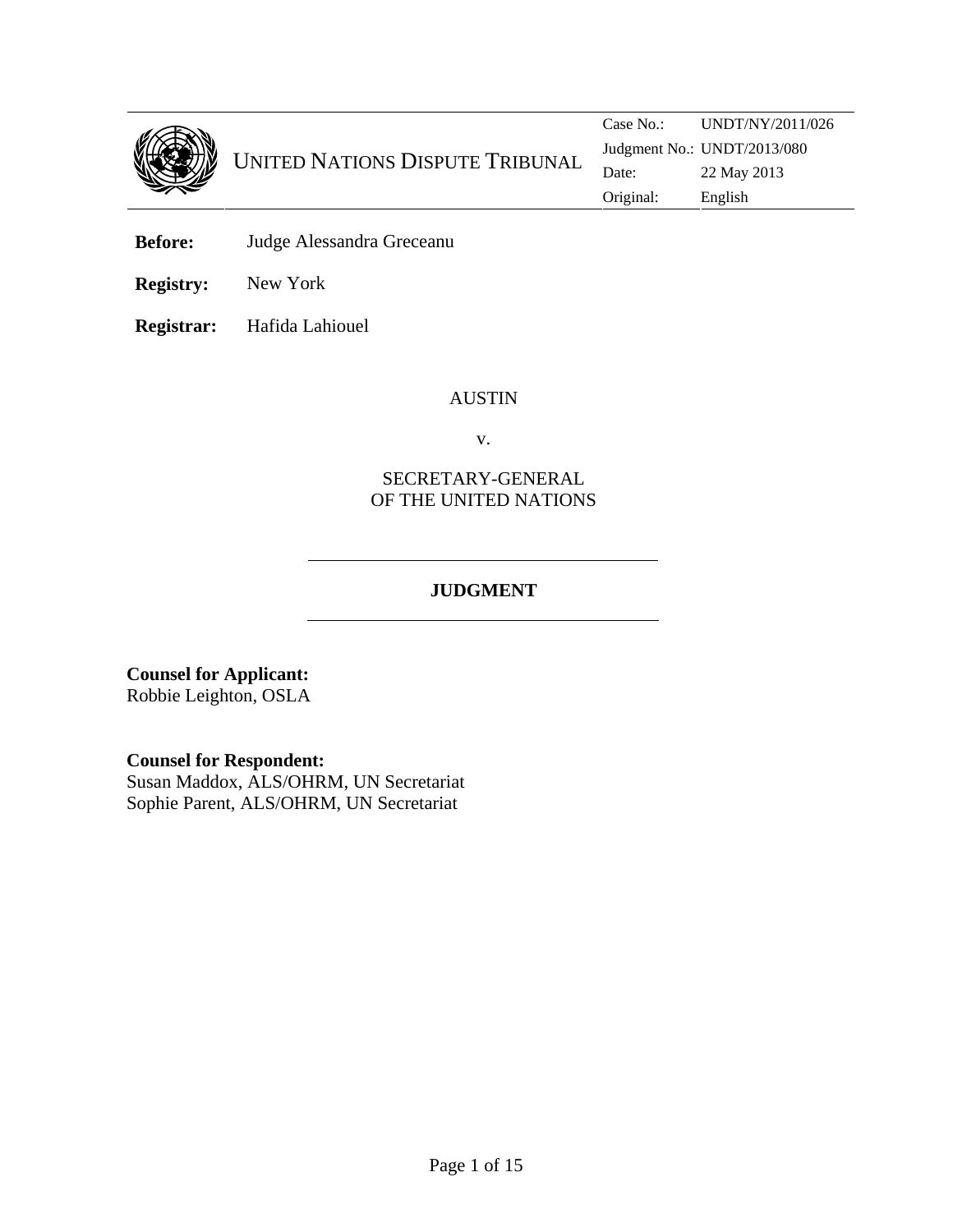UNITED NATIONS DISPUTE TRIBUNAL

| Case No.: | UNDT/NY/2011/026 |
| --- | --- |
| Judgment No.: | UNDT/2013/080 |
| Date: | 22 May 2013 |
| Original: | English |

**Before:** Judge Alessandra Greceanu

**Registry:** New York

**Registrar:** Hafida Lahiouel

AUSTIN

v.

SECRETARY-GENERAL
OF THE UNITED NATIONS

## JUDGMENT

**Counsel for Applicant:**
Robbie Leighton, OSLA

**Counsel for Respondent:**
Susan Maddox, ALS/OHRM, UN Secretariat
Sophie Parent, ALS/OHRM, UN Secretariat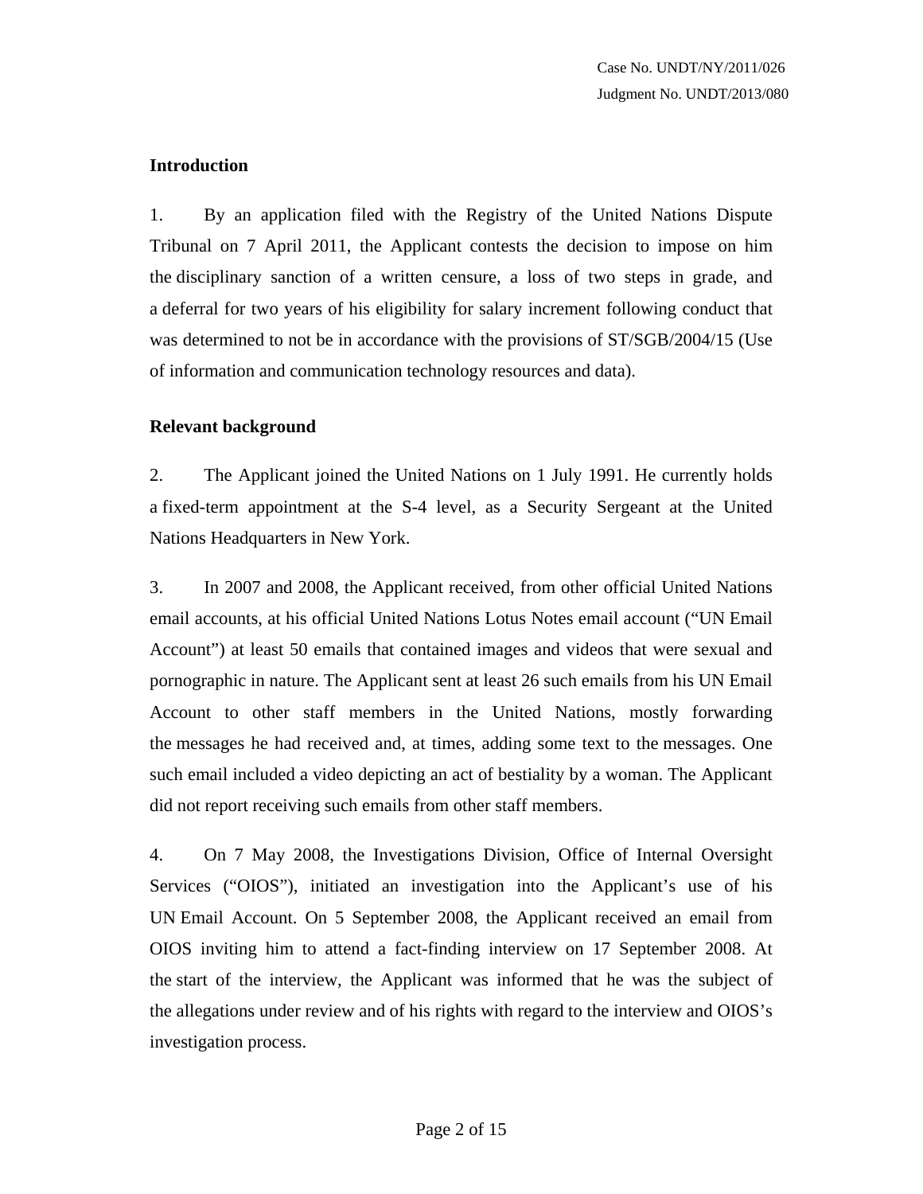## Introduction

1. By an application filed with the Registry of the United Nations Dispute Tribunal on 7 April 2011, the Applicant contests the decision to impose on him the disciplinary sanction of a written censure, a loss of two steps in grade, and a deferral for two years of his eligibility for salary increment following conduct that was determined to not be in accordance with the provisions of ST/SGB/2004/15 (Use of information and communication technology resources and data).

## Relevant background

2. The Applicant joined the United Nations on 1 July 1991. He currently holds a fixed-term appointment at the S-4 level, as a Security Sergeant at the United Nations Headquarters in New York.

3. In 2007 and 2008, the Applicant received, from other official United Nations email accounts, at his official United Nations Lotus Notes email account ("UN Email Account") at least 50 emails that contained images and videos that were sexual and pornographic in nature. The Applicant sent at least 26 such emails from his UN Email Account to other staff members in the United Nations, mostly forwarding the messages he had received and, at times, adding some text to the messages. One such email included a video depicting an act of bestiality by a woman. The Applicant did not report receiving such emails from other staff members.

4. On 7 May 2008, the Investigations Division, Office of Internal Oversight Services ("OIOS"), initiated an investigation into the Applicant's use of his UN Email Account. On 5 September 2008, the Applicant received an email from OIOS inviting him to attend a fact-finding interview on 17 September 2008. At the start of the interview, the Applicant was informed that he was the subject of the allegations under review and of his rights with regard to the interview and OIOS's investigation process.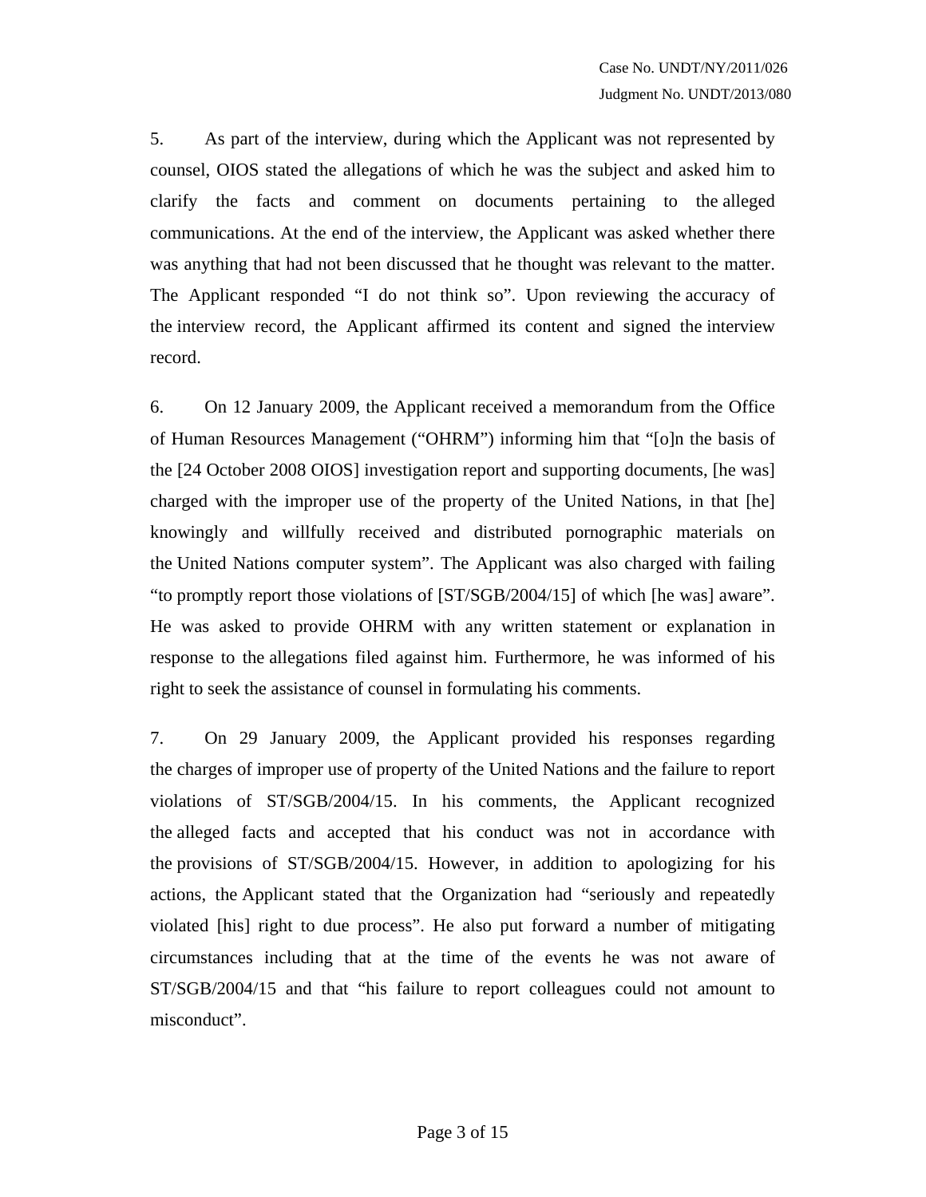5. As part of the interview, during which the Applicant was not represented by counsel, OIOS stated the allegations of which he was the subject and asked him to clarify the facts and comment on documents pertaining to the alleged communications. At the end of the interview, the Applicant was asked whether there was anything that had not been discussed that he thought was relevant to the matter. The Applicant responded "I do not think so". Upon reviewing the accuracy of the interview record, the Applicant affirmed its content and signed the interview record.

6. On 12 January 2009, the Applicant received a memorandum from the Office of Human Resources Management ("OHRM") informing him that "[o]n the basis of the [24 October 2008 OIOS] investigation report and supporting documents, [he was] charged with the improper use of the property of the United Nations, in that [he] knowingly and willfully received and distributed pornographic materials on the United Nations computer system". The Applicant was also charged with failing "to promptly report those violations of [ST/SGB/2004/15] of which [he was] aware". He was asked to provide OHRM with any written statement or explanation in response to the allegations filed against him. Furthermore, he was informed of his right to seek the assistance of counsel in formulating his comments.

7. On 29 January 2009, the Applicant provided his responses regarding the charges of improper use of property of the United Nations and the failure to report violations of ST/SGB/2004/15. In his comments, the Applicant recognized the alleged facts and accepted that his conduct was not in accordance with the provisions of ST/SGB/2004/15. However, in addition to apologizing for his actions, the Applicant stated that the Organization had "seriously and repeatedly violated [his] right to due process". He also put forward a number of mitigating circumstances including that at the time of the events he was not aware of ST/SGB/2004/15 and that "his failure to report colleagues could not amount to misconduct".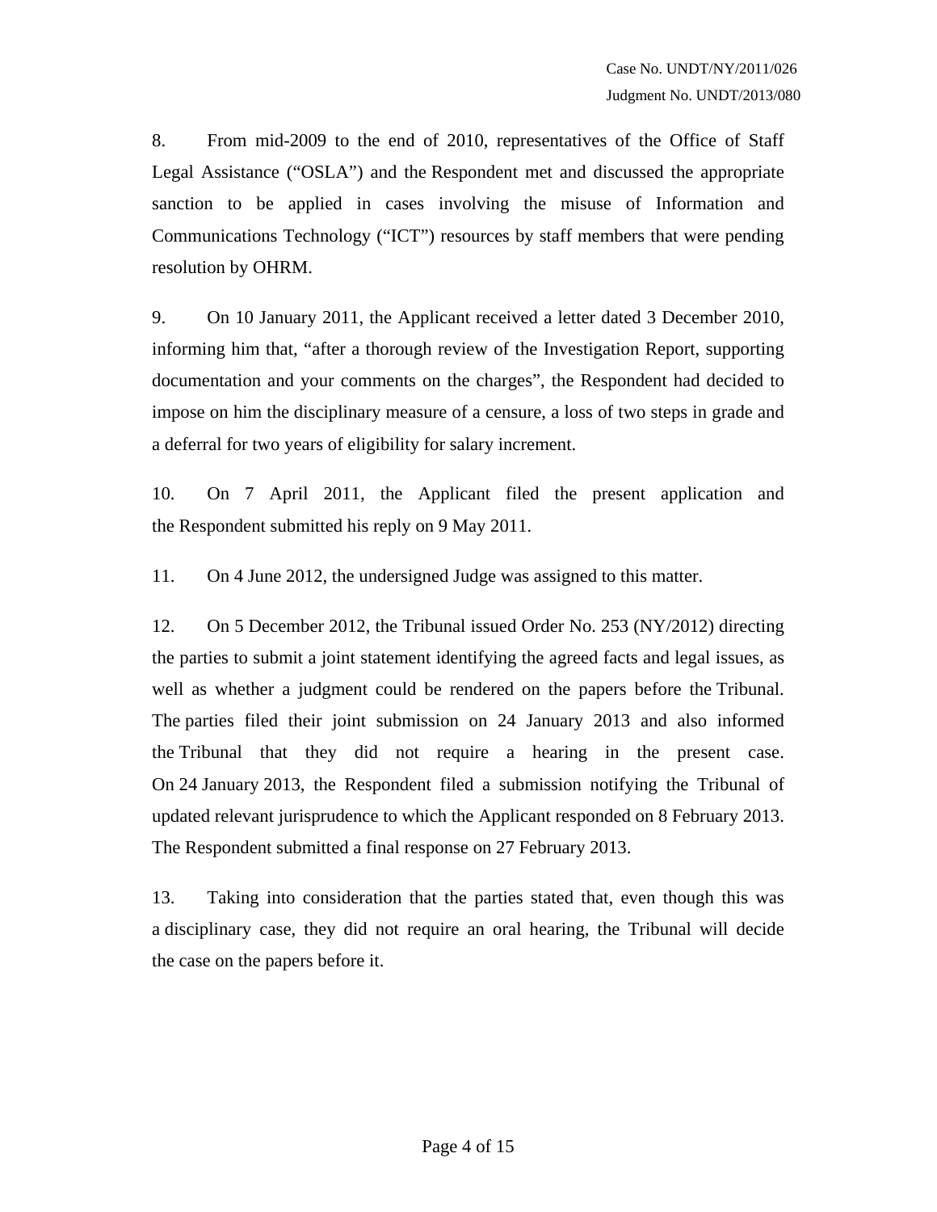8. From mid-2009 to the end of 2010, representatives of the Office of Staff Legal Assistance ("OSLA") and the Respondent met and discussed the appropriate sanction to be applied in cases involving the misuse of Information and Communications Technology ("ICT") resources by staff members that were pending resolution by OHRM.

9. On 10 January 2011, the Applicant received a letter dated 3 December 2010, informing him that, "after a thorough review of the Investigation Report, supporting documentation and your comments on the charges", the Respondent had decided to impose on him the disciplinary measure of a censure, a loss of two steps in grade and a deferral for two years of eligibility for salary increment.

10. On 7 April 2011, the Applicant filed the present application and the Respondent submitted his reply on 9 May 2011.

11. On 4 June 2012, the undersigned Judge was assigned to this matter.

12. On 5 December 2012, the Tribunal issued Order No. 253 (NY/2012) directing the parties to submit a joint statement identifying the agreed facts and legal issues, as well as whether a judgment could be rendered on the papers before the Tribunal. The parties filed their joint submission on 24 January 2013 and also informed the Tribunal that they did not require a hearing in the present case. On 24 January 2013, the Respondent filed a submission notifying the Tribunal of updated relevant jurisprudence to which the Applicant responded on 8 February 2013. The Respondent submitted a final response on 27 February 2013.

13. Taking into consideration that the parties stated that, even though this was a disciplinary case, they did not require an oral hearing, the Tribunal will decide the case on the papers before it.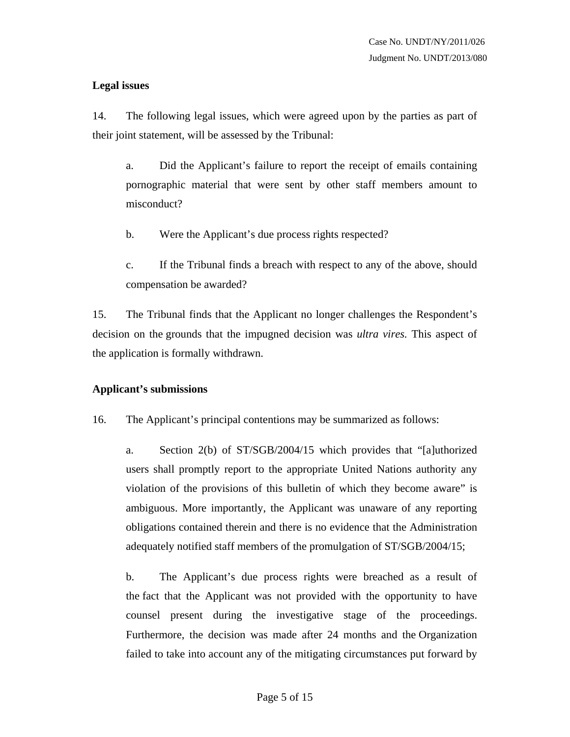### Legal issues

14. The following legal issues, which were agreed upon by the parties as part of their joint statement, will be assessed by the Tribunal:

a. Did the Applicant's failure to report the receipt of emails containing pornographic material that were sent by other staff members amount to misconduct?

b. Were the Applicant's due process rights respected?

c. If the Tribunal finds a breach with respect to any of the above, should compensation be awarded?

15. The Tribunal finds that the Applicant no longer challenges the Respondent's decision on the grounds that the impugned decision was *ultra vires.* This aspect of the application is formally withdrawn.

### Applicant's submissions

16. The Applicant's principal contentions may be summarized as follows:

a. Section 2(b) of ST/SGB/2004/15 which provides that "[a]uthorized users shall promptly report to the appropriate United Nations authority any violation of the provisions of this bulletin of which they become aware" is ambiguous. More importantly, the Applicant was unaware of any reporting obligations contained therein and there is no evidence that the Administration adequately notified staff members of the promulgation of ST/SGB/2004/15;

b. The Applicant's due process rights were breached as a result of the fact that the Applicant was not provided with the opportunity to have counsel present during the investigative stage of the proceedings. Furthermore, the decision was made after 24 months and the Organization failed to take into account any of the mitigating circumstances put forward by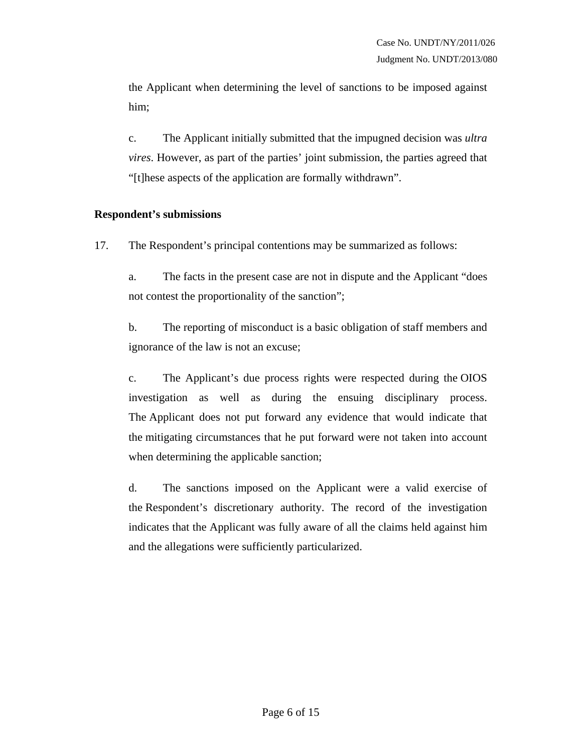the Applicant when determining the level of sanctions to be imposed against him;

c. The Applicant initially submitted that the impugned decision was *ultra vires*. However, as part of the parties' joint submission, the parties agreed that "[t]hese aspects of the application are formally withdrawn".

**Respondent's submissions**

17. The Respondent's principal contentions may be summarized as follows:

a. The facts in the present case are not in dispute and the Applicant "does not contest the proportionality of the sanction";

b. The reporting of misconduct is a basic obligation of staff members and ignorance of the law is not an excuse;

c. The Applicant's due process rights were respected during the OIOS investigation as well as during the ensuing disciplinary process. The Applicant does not put forward any evidence that would indicate that the mitigating circumstances that he put forward were not taken into account when determining the applicable sanction;

d. The sanctions imposed on the Applicant were a valid exercise of the Respondent's discretionary authority. The record of the investigation indicates that the Applicant was fully aware of all the claims held against him and the allegations were sufficiently particularized.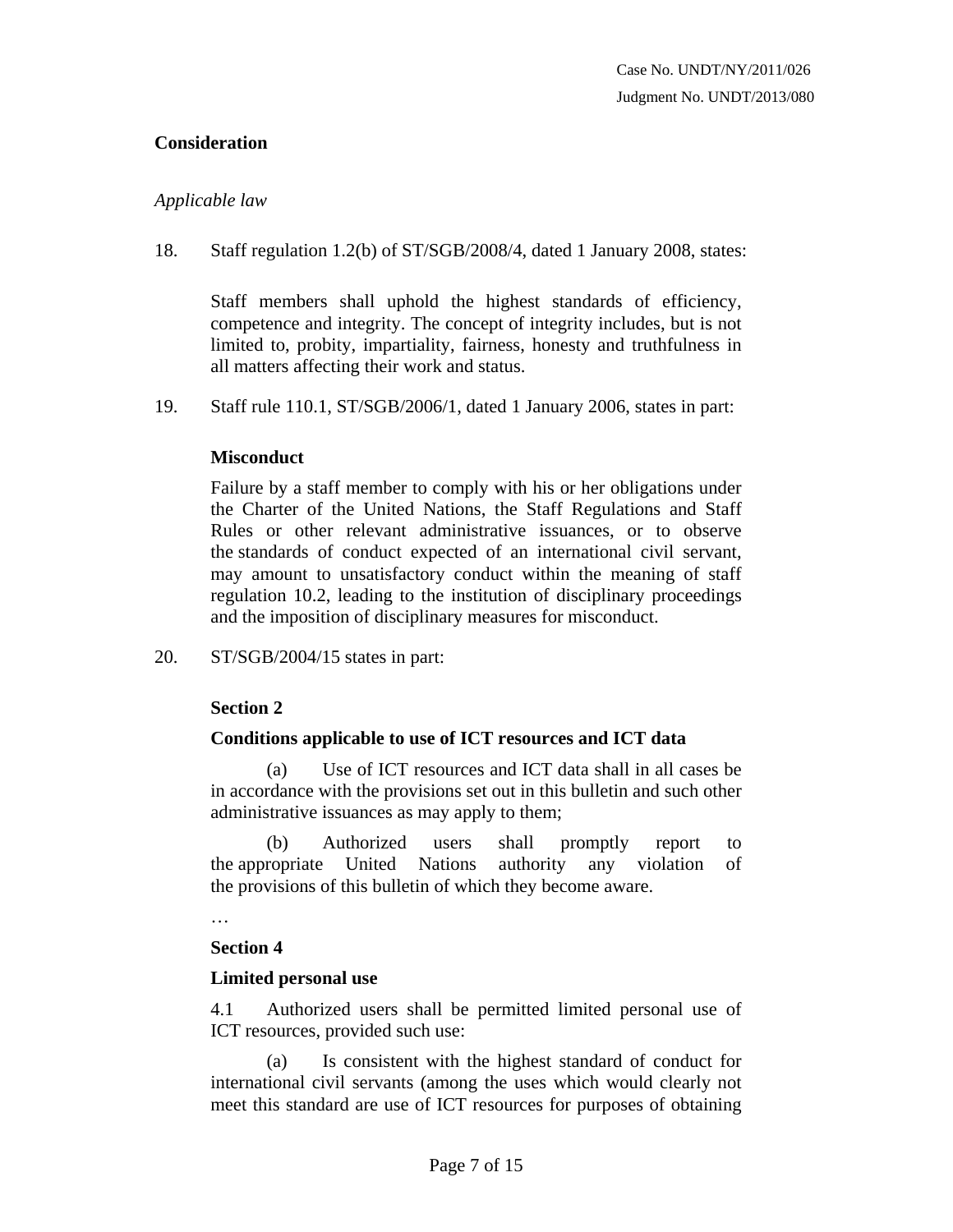**Consideration**

*Applicable law*

18. Staff regulation 1.2(b) of ST/SGB/2008/4, dated 1 January 2008, states:

> Staff members shall uphold the highest standards of efficiency, competence and integrity. The concept of integrity includes, but is not limited to, probity, impartiality, fairness, honesty and truthfulness in all matters affecting their work and status.

19. Staff rule 110.1, ST/SGB/2006/1, dated 1 January 2006, states in part:

> **Misconduct**
>
> Failure by a staff member to comply with his or her obligations under the Charter of the United Nations, the Staff Regulations and Staff Rules or other relevant administrative issuances, or to observe the standards of conduct expected of an international civil servant, may amount to unsatisfactory conduct within the meaning of staff regulation 10.2, leading to the institution of disciplinary proceedings and the imposition of disciplinary measures for misconduct.

20. ST/SGB/2004/15 states in part:

> **Section 2**
>
> **Conditions applicable to use of ICT resources and ICT data**
>
> (a) Use of ICT resources and ICT data shall in all cases be in accordance with the provisions set out in this bulletin and such other administrative issuances as may apply to them;
>
> (b) Authorized users shall promptly report to the appropriate United Nations authority any violation of the provisions of this bulletin of which they become aware.
>
> …
>
> **Section 4**
>
> **Limited personal use**
>
> 4.1 Authorized users shall be permitted limited personal use of ICT resources, provided such use:
>
> (a) Is consistent with the highest standard of conduct for international civil servants (among the uses which would clearly not meet this standard are use of ICT resources for purposes of obtaining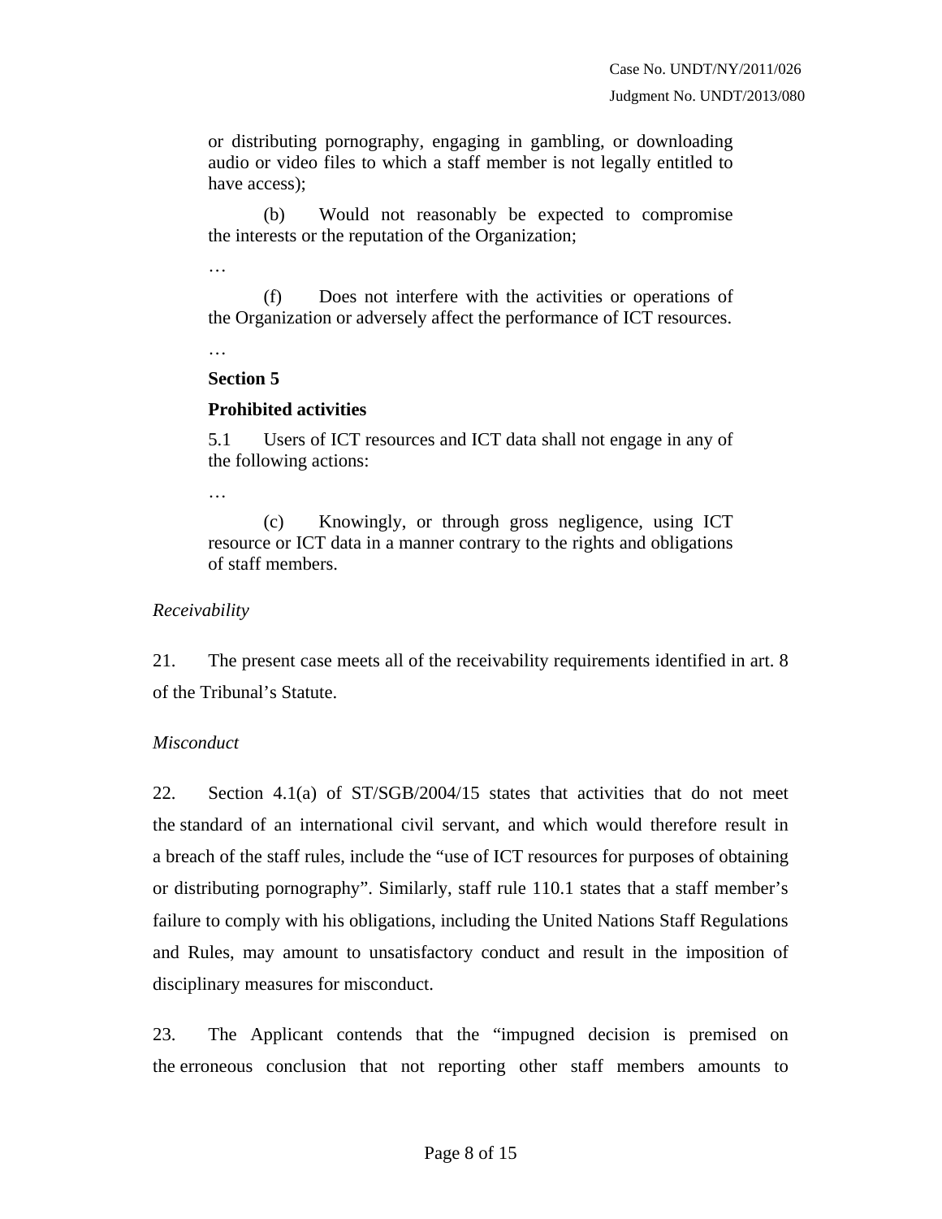> or distributing pornography, engaging in gambling, or downloading audio or video files to which a staff member is not legally entitled to have access);
>
> (b) Would not reasonably be expected to compromise the interests or the reputation of the Organization;
>
> …
>
> (f) Does not interfere with the activities or operations of the Organization or adversely affect the performance of ICT resources.
>
> …
>
> **Section 5**
>
> **Prohibited activities**
>
> 5.1 Users of ICT resources and ICT data shall not engage in any of the following actions:
>
> …
>
> (c) Knowingly, or through gross negligence, using ICT resource or ICT data in a manner contrary to the rights and obligations of staff members.

*Receivability*

21. The present case meets all of the receivability requirements identified in art. 8 of the Tribunal's Statute.

*Misconduct*

22. Section 4.1(a) of ST/SGB/2004/15 states that activities that do not meet the standard of an international civil servant, and which would therefore result in a breach of the staff rules, include the "use of ICT resources for purposes of obtaining or distributing pornography". Similarly, staff rule 110.1 states that a staff member's failure to comply with his obligations, including the United Nations Staff Regulations and Rules, may amount to unsatisfactory conduct and result in the imposition of disciplinary measures for misconduct.

23. The Applicant contends that the "impugned decision is premised on the erroneous conclusion that not reporting other staff members amounts to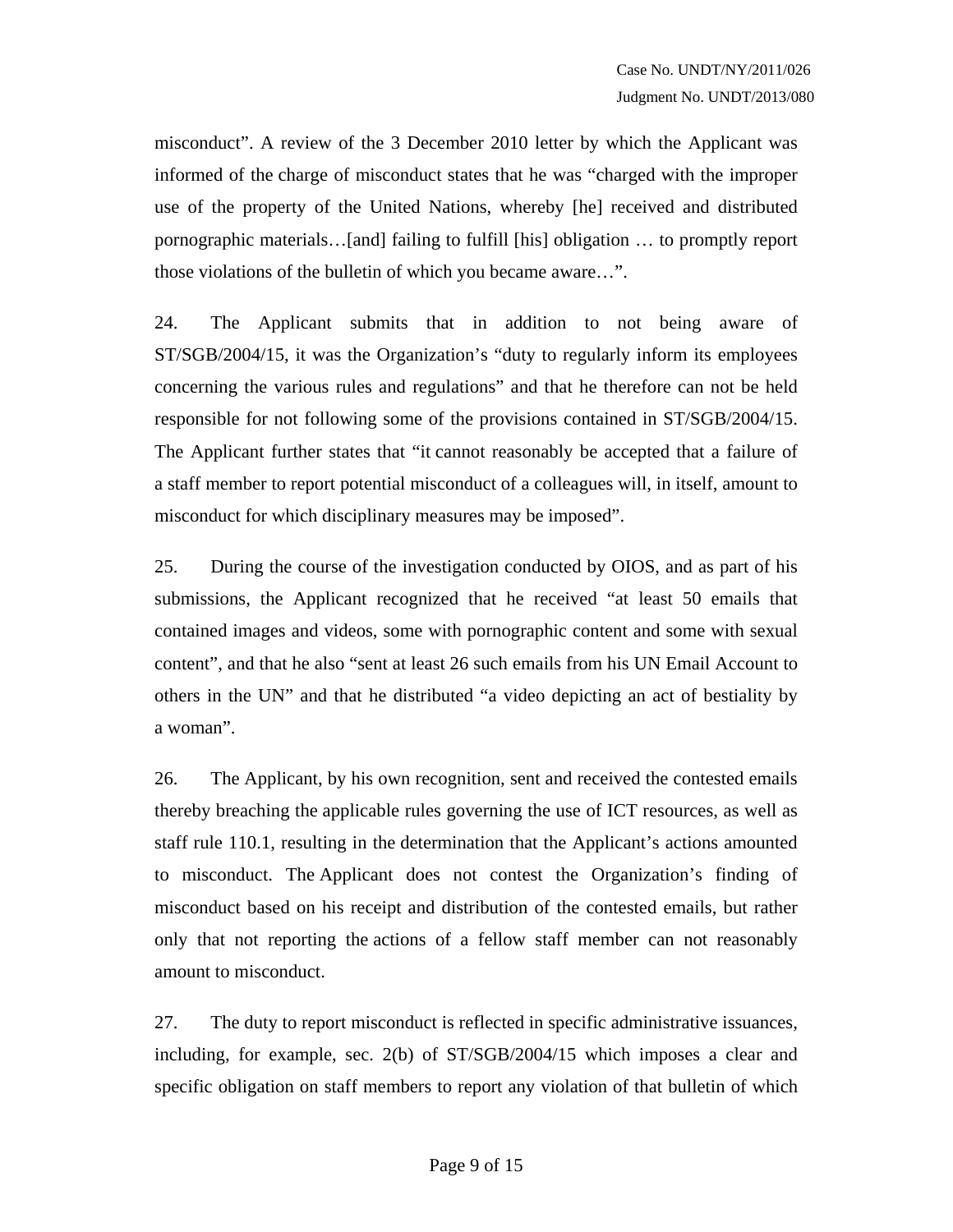misconduct". A review of the 3 December 2010 letter by which the Applicant was informed of the charge of misconduct states that he was "charged with the improper use of the property of the United Nations, whereby [he] received and distributed pornographic materials…[and] failing to fulfill [his] obligation … to promptly report those violations of the bulletin of which you became aware…".

24. The Applicant submits that in addition to not being aware of ST/SGB/2004/15, it was the Organization's "duty to regularly inform its employees concerning the various rules and regulations" and that he therefore can not be held responsible for not following some of the provisions contained in ST/SGB/2004/15. The Applicant further states that "it cannot reasonably be accepted that a failure of a staff member to report potential misconduct of a colleagues will, in itself, amount to misconduct for which disciplinary measures may be imposed".

25. During the course of the investigation conducted by OIOS, and as part of his submissions, the Applicant recognized that he received "at least 50 emails that contained images and videos, some with pornographic content and some with sexual content", and that he also "sent at least 26 such emails from his UN Email Account to others in the UN" and that he distributed "a video depicting an act of bestiality by a woman".

26. The Applicant, by his own recognition, sent and received the contested emails thereby breaching the applicable rules governing the use of ICT resources, as well as staff rule 110.1, resulting in the determination that the Applicant's actions amounted to misconduct. The Applicant does not contest the Organization's finding of misconduct based on his receipt and distribution of the contested emails, but rather only that not reporting the actions of a fellow staff member can not reasonably amount to misconduct.

27. The duty to report misconduct is reflected in specific administrative issuances, including, for example, sec. 2(b) of ST/SGB/2004/15 which imposes a clear and specific obligation on staff members to report any violation of that bulletin of which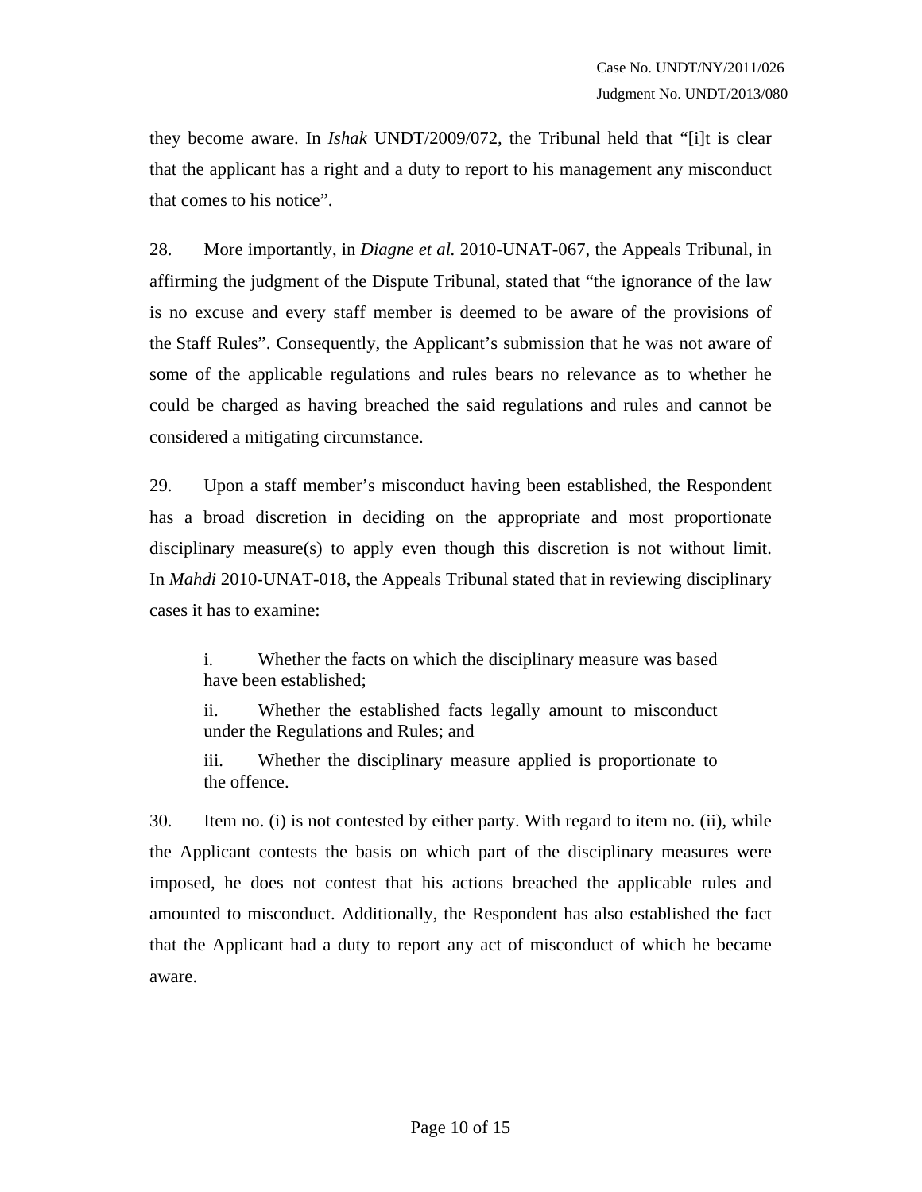they become aware. In *Ishak* UNDT/2009/072, the Tribunal held that "[i]t is clear that the applicant has a right and a duty to report to his management any misconduct that comes to his notice".

28. More importantly, in *Diagne et al.* 2010-UNAT-067, the Appeals Tribunal, in affirming the judgment of the Dispute Tribunal, stated that "the ignorance of the law is no excuse and every staff member is deemed to be aware of the provisions of the Staff Rules". Consequently, the Applicant's submission that he was not aware of some of the applicable regulations and rules bears no relevance as to whether he could be charged as having breached the said regulations and rules and cannot be considered a mitigating circumstance.

29. Upon a staff member's misconduct having been established, the Respondent has a broad discretion in deciding on the appropriate and most proportionate disciplinary measure(s) to apply even though this discretion is not without limit. In *Mahdi* 2010-UNAT-018, the Appeals Tribunal stated that in reviewing disciplinary cases it has to examine:

> i. Whether the facts on which the disciplinary measure was based have been established;
>
> ii. Whether the established facts legally amount to misconduct under the Regulations and Rules; and
>
> iii. Whether the disciplinary measure applied is proportionate to the offence.

30. Item no. (i) is not contested by either party. With regard to item no. (ii), while the Applicant contests the basis on which part of the disciplinary measures were imposed, he does not contest that his actions breached the applicable rules and amounted to misconduct. Additionally, the Respondent has also established the fact that the Applicant had a duty to report any act of misconduct of which he became aware.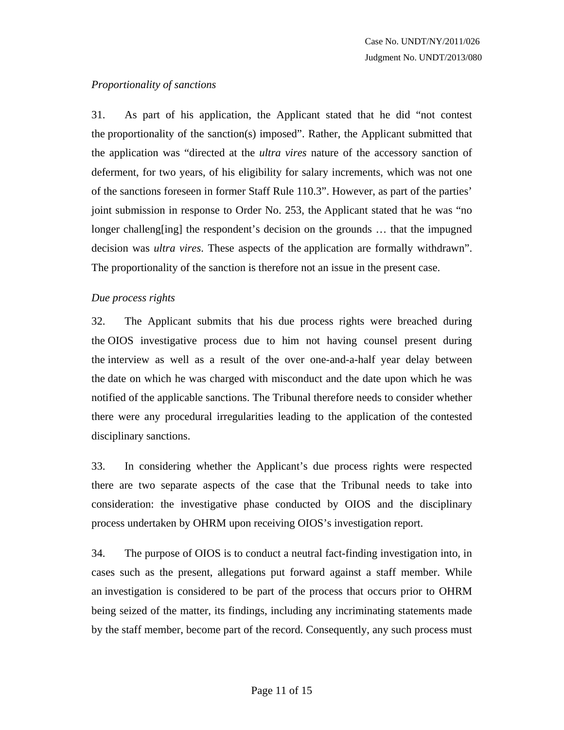*Proportionality of sanctions*

31. As part of his application, the Applicant stated that he did "not contest the proportionality of the sanction(s) imposed". Rather, the Applicant submitted that the application was "directed at the *ultra vires* nature of the accessory sanction of deferment, for two years, of his eligibility for salary increments, which was not one of the sanctions foreseen in former Staff Rule 110.3". However, as part of the parties' joint submission in response to Order No. 253, the Applicant stated that he was "no longer challeng[ing] the respondent's decision on the grounds … that the impugned decision was *ultra vires*. These aspects of the application are formally withdrawn". The proportionality of the sanction is therefore not an issue in the present case.

*Due process rights*

32. The Applicant submits that his due process rights were breached during the OIOS investigative process due to him not having counsel present during the interview as well as a result of the over one-and-a-half year delay between the date on which he was charged with misconduct and the date upon which he was notified of the applicable sanctions. The Tribunal therefore needs to consider whether there were any procedural irregularities leading to the application of the contested disciplinary sanctions.

33. In considering whether the Applicant's due process rights were respected there are two separate aspects of the case that the Tribunal needs to take into consideration: the investigative phase conducted by OIOS and the disciplinary process undertaken by OHRM upon receiving OIOS's investigation report.

34. The purpose of OIOS is to conduct a neutral fact-finding investigation into, in cases such as the present, allegations put forward against a staff member. While an investigation is considered to be part of the process that occurs prior to OHRM being seized of the matter, its findings, including any incriminating statements made by the staff member, become part of the record. Consequently, any such process must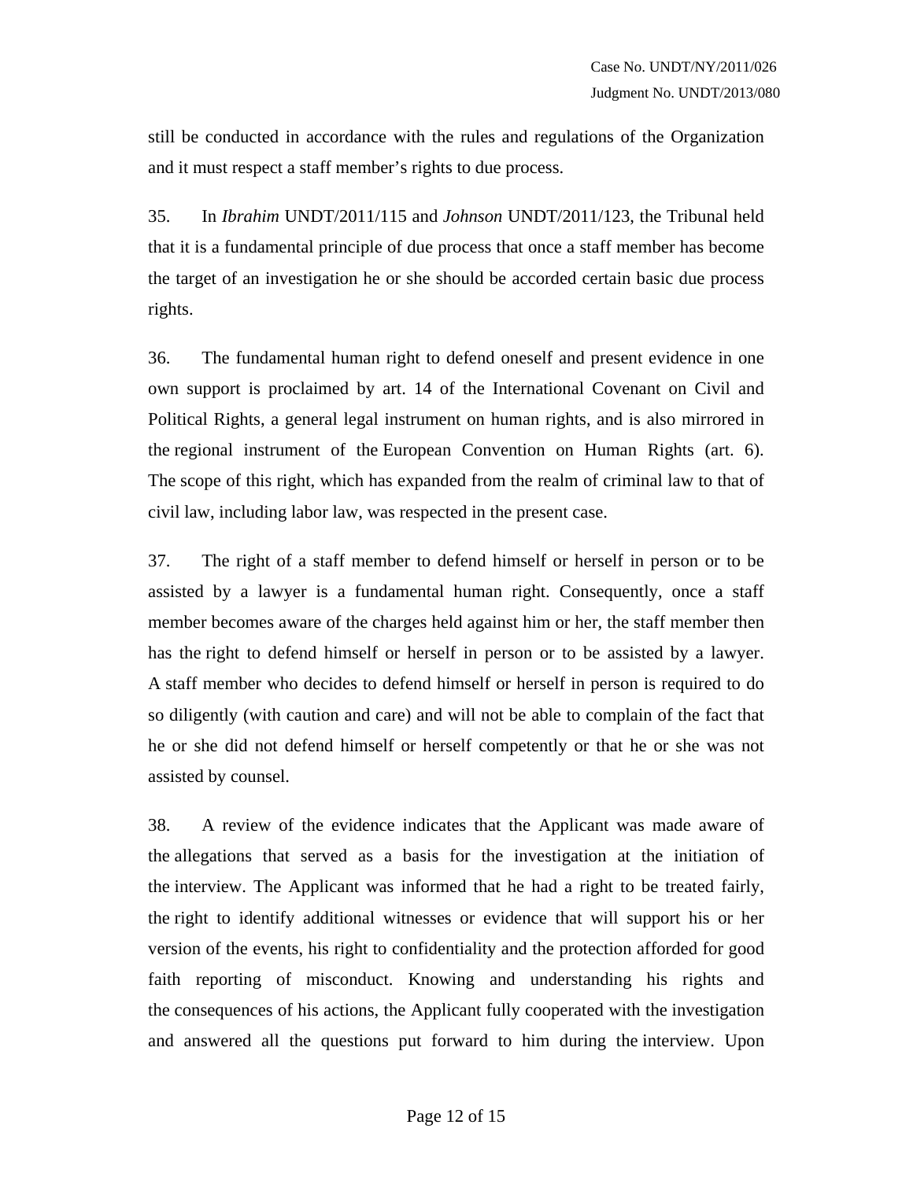still be conducted in accordance with the rules and regulations of the Organization and it must respect a staff member's rights to due process.

35. In *Ibrahim* UNDT/2011/115 and *Johnson* UNDT/2011/123, the Tribunal held that it is a fundamental principle of due process that once a staff member has become the target of an investigation he or she should be accorded certain basic due process rights.

36. The fundamental human right to defend oneself and present evidence in one own support is proclaimed by art. 14 of the International Covenant on Civil and Political Rights, a general legal instrument on human rights, and is also mirrored in the regional instrument of the European Convention on Human Rights (art. 6). The scope of this right, which has expanded from the realm of criminal law to that of civil law, including labor law, was respected in the present case.

37. The right of a staff member to defend himself or herself in person or to be assisted by a lawyer is a fundamental human right. Consequently, once a staff member becomes aware of the charges held against him or her, the staff member then has the right to defend himself or herself in person or to be assisted by a lawyer. A staff member who decides to defend himself or herself in person is required to do so diligently (with caution and care) and will not be able to complain of the fact that he or she did not defend himself or herself competently or that he or she was not assisted by counsel.

38. A review of the evidence indicates that the Applicant was made aware of the allegations that served as a basis for the investigation at the initiation of the interview. The Applicant was informed that he had a right to be treated fairly, the right to identify additional witnesses or evidence that will support his or her version of the events, his right to confidentiality and the protection afforded for good faith reporting of misconduct. Knowing and understanding his rights and the consequences of his actions, the Applicant fully cooperated with the investigation and answered all the questions put forward to him during the interview. Upon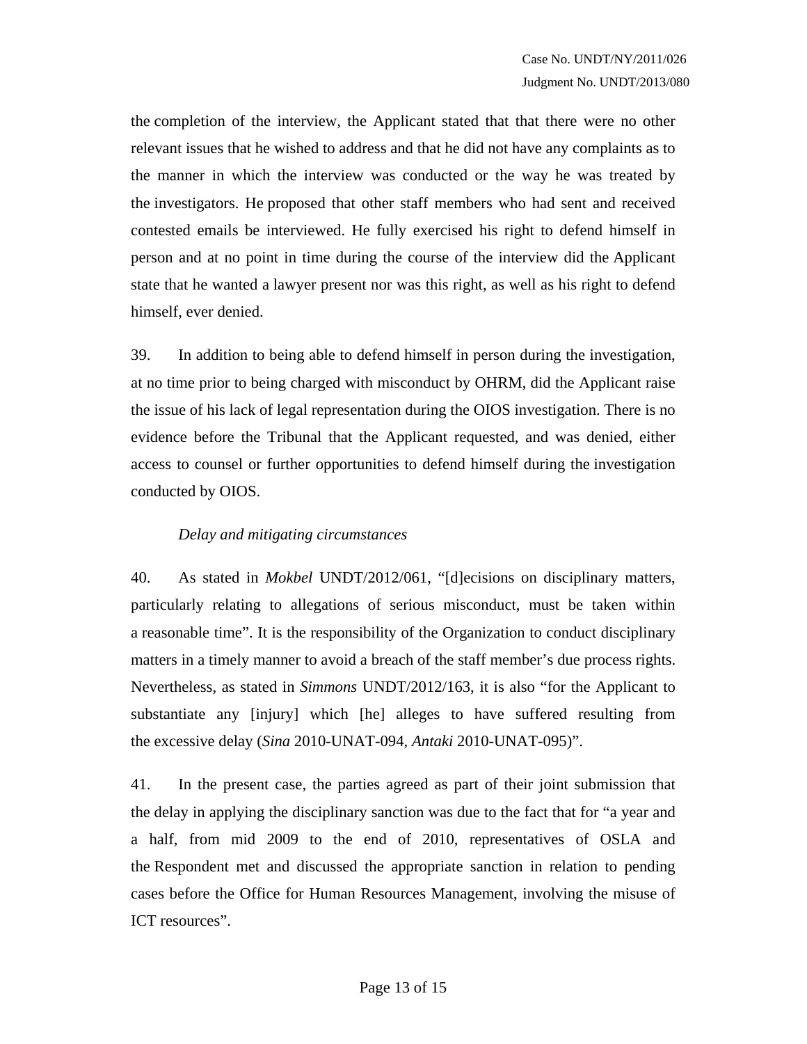the completion of the interview, the Applicant stated that that there were no other relevant issues that he wished to address and that he did not have any complaints as to the manner in which the interview was conducted or the way he was treated by the investigators. He proposed that other staff members who had sent and received contested emails be interviewed. He fully exercised his right to defend himself in person and at no point in time during the course of the interview did the Applicant state that he wanted a lawyer present nor was this right, as well as his right to defend himself, ever denied.

39. In addition to being able to defend himself in person during the investigation, at no time prior to being charged with misconduct by OHRM, did the Applicant raise the issue of his lack of legal representation during the OIOS investigation. There is no evidence before the Tribunal that the Applicant requested, and was denied, either access to counsel or further opportunities to defend himself during the investigation conducted by OIOS.

*Delay and mitigating circumstances*

40. As stated in *Mokbel* UNDT/2012/061, "[d]ecisions on disciplinary matters, particularly relating to allegations of serious misconduct, must be taken within a reasonable time". It is the responsibility of the Organization to conduct disciplinary matters in a timely manner to avoid a breach of the staff member's due process rights. Nevertheless, as stated in *Simmons* UNDT/2012/163, it is also "for the Applicant to substantiate any [injury] which [he] alleges to have suffered resulting from the excessive delay (*Sina* 2010-UNAT-094, *Antaki* 2010-UNAT-095)".

41. In the present case, the parties agreed as part of their joint submission that the delay in applying the disciplinary sanction was due to the fact that for "a year and a half, from mid 2009 to the end of 2010, representatives of OSLA and the Respondent met and discussed the appropriate sanction in relation to pending cases before the Office for Human Resources Management, involving the misuse of ICT resources".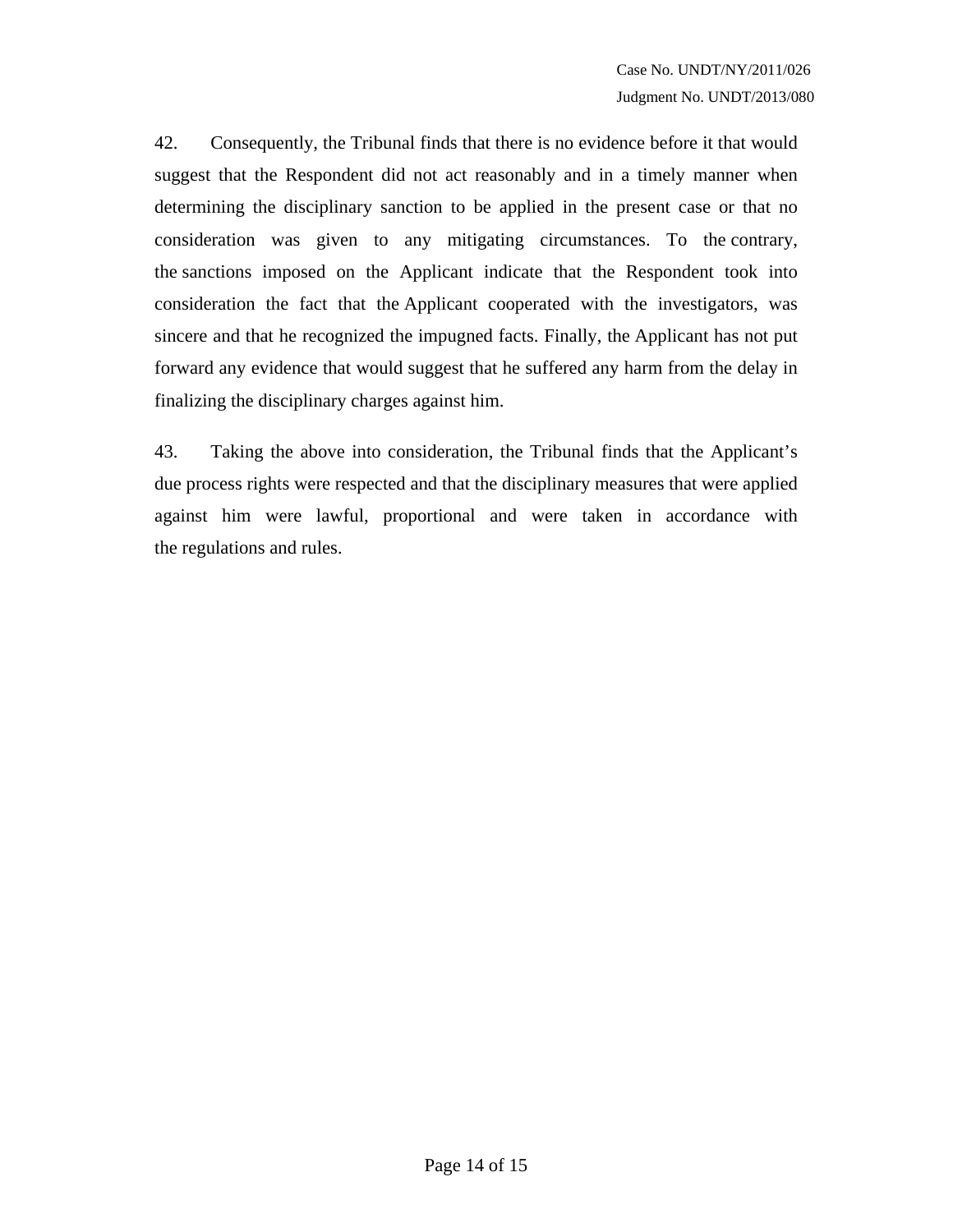42. Consequently, the Tribunal finds that there is no evidence before it that would suggest that the Respondent did not act reasonably and in a timely manner when determining the disciplinary sanction to be applied in the present case or that no consideration was given to any mitigating circumstances. To the contrary, the sanctions imposed on the Applicant indicate that the Respondent took into consideration the fact that the Applicant cooperated with the investigators, was sincere and that he recognized the impugned facts. Finally, the Applicant has not put forward any evidence that would suggest that he suffered any harm from the delay in finalizing the disciplinary charges against him.

43. Taking the above into consideration, the Tribunal finds that the Applicant's due process rights were respected and that the disciplinary measures that were applied against him were lawful, proportional and were taken in accordance with the regulations and rules.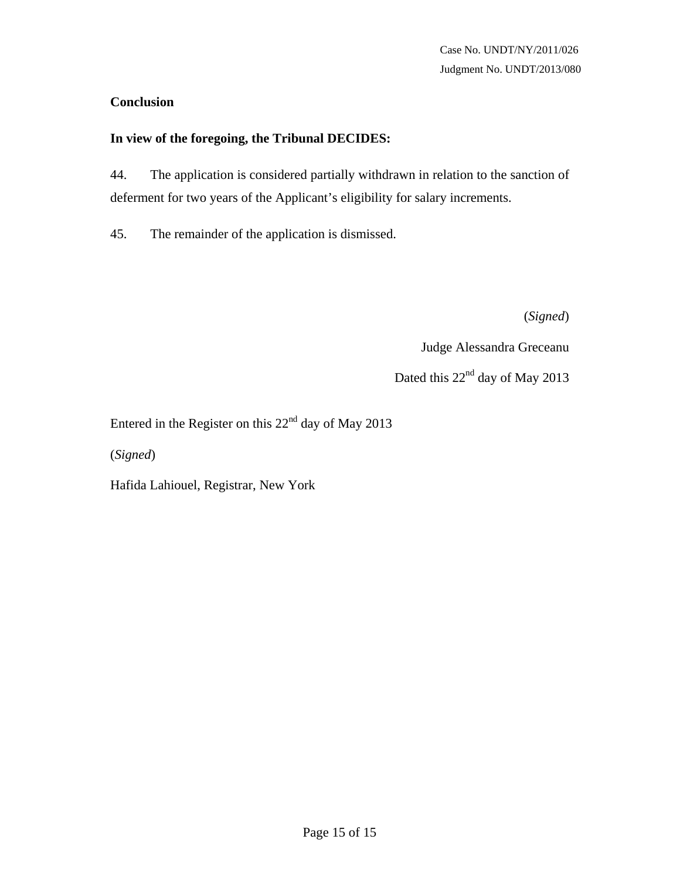**Conclusion**

**In view of the foregoing, the Tribunal DECIDES:**

44. The application is considered partially withdrawn in relation to the sanction of deferment for two years of the Applicant's eligibility for salary increments.

45. The remainder of the application is dismissed.

(*Signed*)

Judge Alessandra Greceanu

Dated this 22nd day of May 2013

Entered in the Register on this 22nd day of May 2013

(*Signed*)

Hafida Lahiouel, Registrar, New York